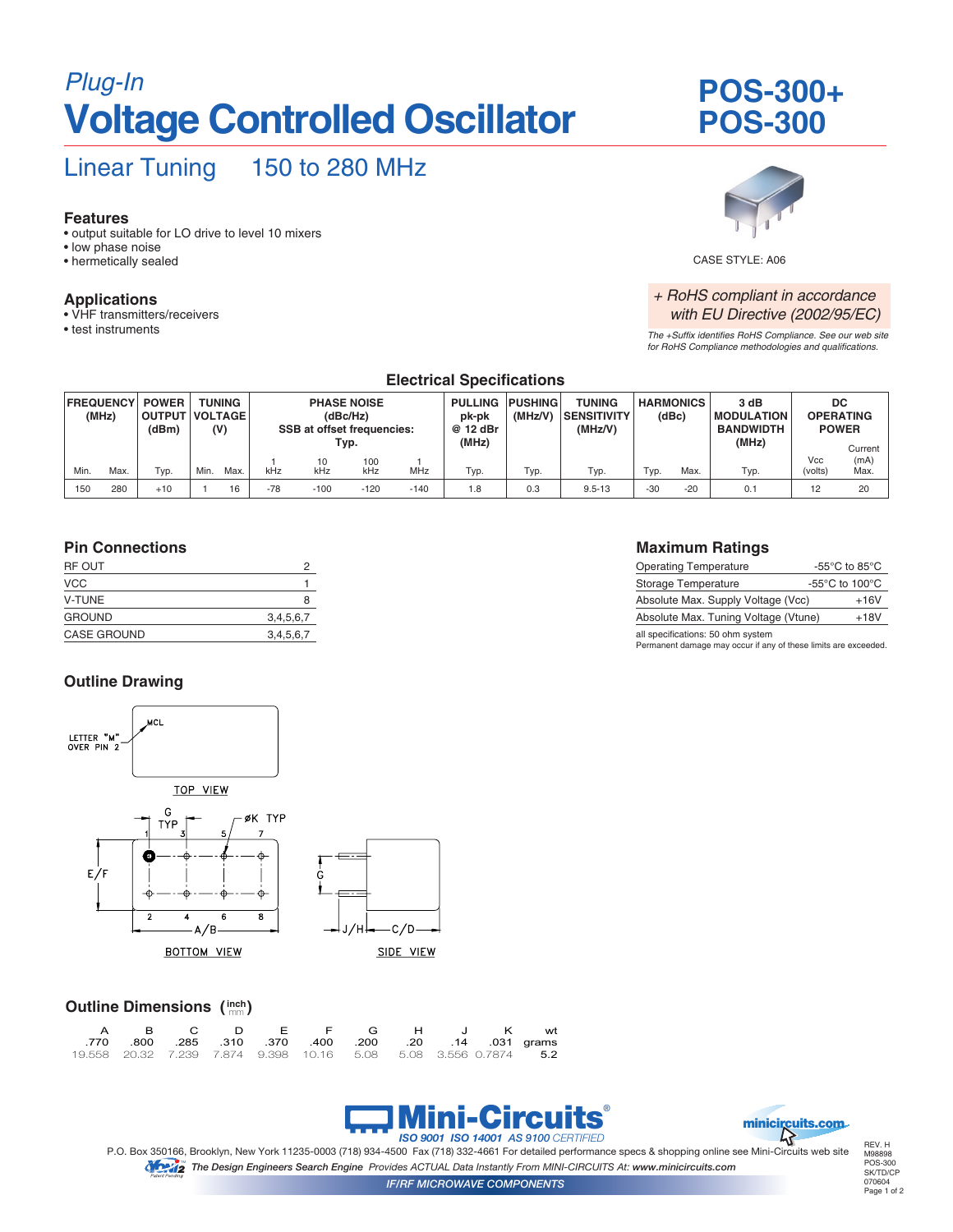*Plug-In*

# Voltage Controlled Oscillator

# POS-300+
# POS-300

## Linear Tuning 150 to 280 MHz

### Features
- output suitable for LO drive to level 10 mixers
- low phase noise
- hermetically sealed

### Applications
- VHF transmitters/receivers
- test instruments

CASE STYLE: A06

*+ RoHS compliant in accordance with EU Directive (2002/95/EC)*

*The +Suffix identifies RoHS Compliance. See our web site for RoHS Compliance methodologies and qualifications.*

### Electrical Specifications

| FREQUENCY (MHz) | | POWER OUTPUT (dBm) | TUNING VOLTAGE (V) | | PHASE NOISE (dBc/Hz) SSB at offset frequencies: Typ. | | | | PULLING pk-pk @ 12 dBr (MHz) | PUSHING (MHz/V) | TUNING SENSITIVITY (MHz/V) | HARMONICS (dBc) | | 3 dB MODULATION BANDWIDTH (MHz) | DC OPERATING POWER | |
|---|---|---|---|---|---|---|---|---|---|---|---|---|---|---|---|---|
| Min. | Max. | Typ. | Min. | Max. | 1 kHz | 10 kHz | 100 kHz | 1 MHz | Typ. | Typ. | Typ. | Typ. | Max. | Typ. | Vcc (volts) | Current (mA) Max. |
| 150 | 280 | +10 | 1 | 16 | -78 | -100 | -120 | -140 | 1.8 | 0.3 | 9.5-13 | -30 | -20 | 0.1 | 12 | 20 |

### Pin Connections

| | |
|---|---|
| RF OUT | 2 |
| VCC | 1 |
| V-TUNE | 8 |
| GROUND | 3,4,5,6,7 |
| CASE GROUND | 3,4,5,6,7 |

### Maximum Ratings

| | |
|---|---|
| Operating Temperature | -55°C to 85°C |
| Storage Temperature | -55°C to 100°C |
| Absolute Max. Supply Voltage (Vcc) | +16V |
| Absolute Max. Tuning Voltage (Vtune) | +18V |

all specifications: 50 ohm system
Permanent damage may occur if any of these limits are exceeded.

### Outline Drawing

LETTER "M" OVER PIN 2 — MCL

TOP VIEW — BOTTOM VIEW — SIDE VIEW

### Outline Dimensions (inch / mm)

| A | B | C | D | E | F | G | H | J | K | wt |
|---|---|---|---|---|---|---|---|---|---|---|
| .770 | .800 | .285 | .310 | .370 | .400 | .200 | .20 | .14 | .031 | grams |
| 19.558 | 20.32 | 7.239 | 7.874 | 9.398 | 10.16 | 5.08 | 5.08 | 3.556 | 0.7874 | 5.2 |

**Mini-Circuits®**
ISO 9001 ISO 14001 AS 9100 CERTIFIED

P.O. Box 350166, Brooklyn, New York 11235-0003 (718) 934-4500 Fax (718) 332-4661 For detailed performance specs & shopping online see Mini-Circuits web site

The Design Engineers Search Engine Provides ACTUAL Data Instantly From MINI-CIRCUITS At: www.minicircuits.com

IF/RF MICROWAVE COMPONENTS

REV. H
M98898
POS-300
SK/TD/CP
070604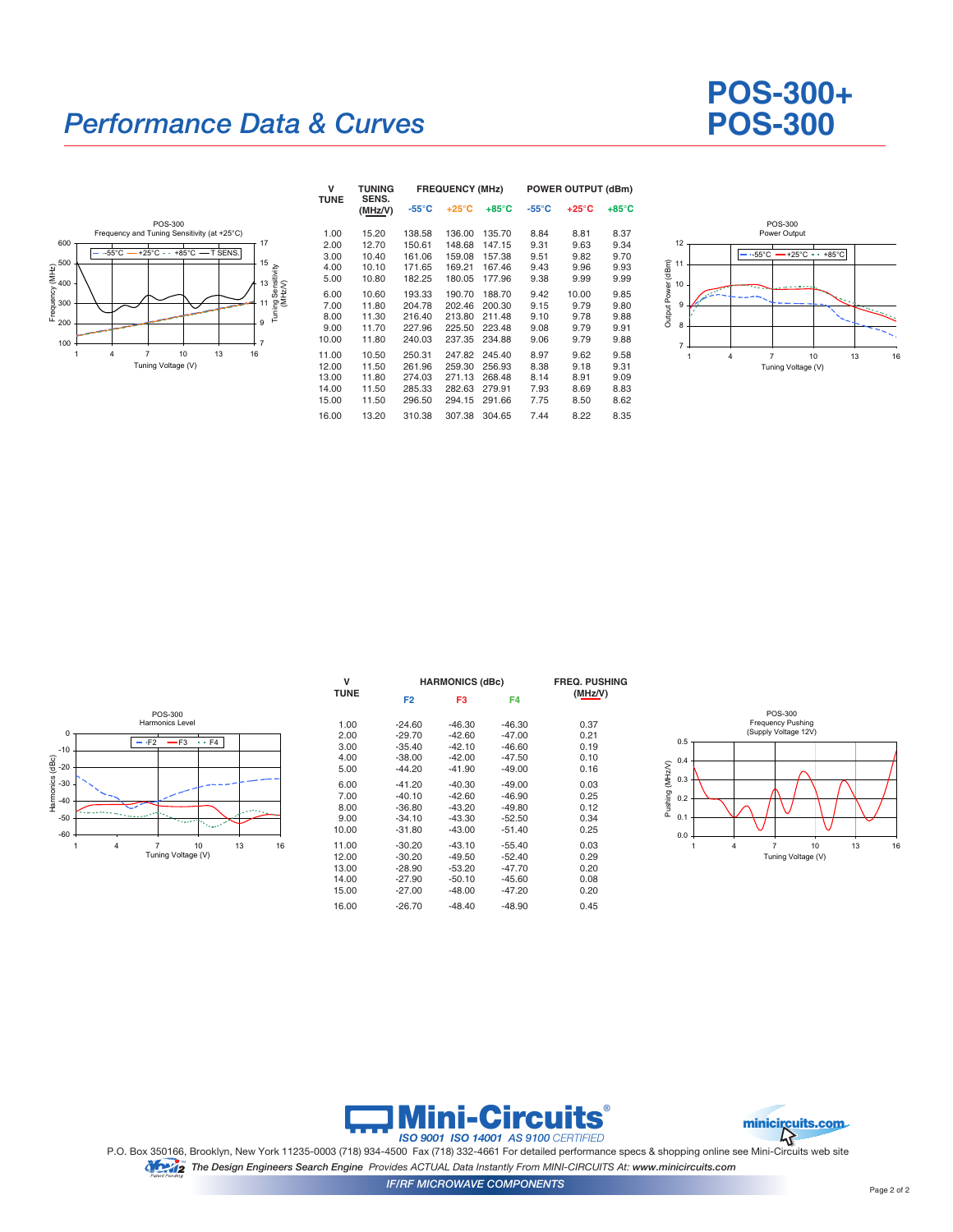# Performance Data & Curves

**POS-300+**
**POS-300**

POS-300
Frequency and Tuning Sensitivity (at +25°C)
-55°C +25°C +85°C T SENS.
Frequency (MHz)
Tuning Sensitivity (MHz/V)
Tuning Voltage (V)
600 500 400 300 200 100
17 15 13 11 9 7
1 4 7 10 13 16

| V TUNE | TUNING SENS. (MHz/V) | FREQUENCY (MHz) | | | POWER OUTPUT (dBm) | | |
|---|---|---|---|---|---|---|---|
| | | -55°C | +25°C | +85°C | -55°C | +25°C | +85°C |
| 1.00 | 15.20 | 138.58 | 136.00 | 135.70 | 8.84 | 8.81 | 8.37 |
| 2.00 | 12.70 | 150.61 | 148.68 | 147.15 | 9.31 | 9.63 | 9.34 |
| 3.00 | 10.40 | 161.06 | 159.08 | 157.38 | 9.51 | 9.82 | 9.70 |
| 4.00 | 10.10 | 171.65 | 169.21 | 167.46 | 9.43 | 9.96 | 9.93 |
| 5.00 | 10.80 | 182.25 | 180.05 | 177.96 | 9.38 | 9.99 | 9.99 |
| 6.00 | 10.60 | 193.33 | 190.70 | 188.70 | 9.42 | 10.00 | 9.85 |
| 7.00 | 11.80 | 204.78 | 202.46 | 200.30 | 9.15 | 9.79 | 9.80 |
| 8.00 | 11.30 | 216.40 | 213.80 | 211.48 | 9.10 | 9.78 | 9.88 |
| 9.00 | 11.70 | 227.96 | 225.50 | 223.48 | 9.08 | 9.79 | 9.91 |
| 10.00 | 11.80 | 240.03 | 237.35 | 234.88 | 9.06 | 9.79 | 9.88 |
| 11.00 | 10.50 | 250.31 | 247.82 | 245.40 | 8.97 | 9.62 | 9.58 |
| 12.00 | 11.50 | 261.96 | 259.30 | 256.93 | 8.38 | 9.18 | 9.31 |
| 13.00 | 11.80 | 274.03 | 271.13 | 268.48 | 8.14 | 8.91 | 9.09 |
| 14.00 | 11.50 | 285.33 | 282.63 | 279.91 | 7.93 | 8.69 | 8.83 |
| 15.00 | 11.50 | 296.50 | 294.15 | 291.66 | 7.75 | 8.50 | 8.62 |
| 16.00 | 13.20 | 310.38 | 307.38 | 304.65 | 7.44 | 8.22 | 8.35 |

POS-300
Power Output
-55°C +25°C +85°C
Output Power (dBm)
Tuning Voltage (V)
12 11 10 9 8 7
1 4 7 10 13 16

POS-300
Harmonics Level
F2 F3 F4
Harmonics (dBc)
Tuning Voltage (V)
0 -10 -20 -30 -40 -50 -60
1 4 7 10 13 16

| V TUNE | HARMONICS (dBc) | | | FREQ. PUSHING (MHz/V) |
|---|---|---|---|---|
| | F2 | F3 | F4 | |
| 1.00 | -24.60 | -46.30 | -46.30 | 0.37 |
| 2.00 | -29.70 | -42.60 | -47.00 | 0.21 |
| 3.00 | -35.40 | -42.10 | -46.60 | 0.19 |
| 4.00 | -38.00 | -42.00 | -47.50 | 0.10 |
| 5.00 | -44.20 | -41.90 | -49.00 | 0.16 |
| 6.00 | -41.20 | -40.30 | -49.00 | 0.03 |
| 7.00 | -40.10 | -42.60 | -46.90 | 0.25 |
| 8.00 | -36.80 | -43.20 | -49.80 | 0.12 |
| 9.00 | -34.10 | -43.30 | -52.50 | 0.34 |
| 10.00 | -31.80 | -43.00 | -51.40 | 0.25 |
| 11.00 | -30.20 | -43.10 | -55.40 | 0.03 |
| 12.00 | -30.20 | -49.50 | -52.40 | 0.29 |
| 13.00 | -28.90 | -53.20 | -47.70 | 0.20 |
| 14.00 | -27.90 | -50.10 | -45.60 | 0.08 |
| 15.00 | -27.00 | -48.00 | -47.20 | 0.20 |
| 16.00 | -26.70 | -48.40 | -48.90 | 0.45 |

POS-300
Frequency Pushing
(Supply Voltage 12V)
Pushing (MHz/V)
Tuning Voltage (V)
0.5 0.4 0.3 0.2 0.1 0.0
1 4 7 10 13 16

**Mini-Circuits®**
*ISO 9001 ISO 14001 AS 9100 CERTIFIED*

minicircuits.com

P.O. Box 350166, Brooklyn, New York 11235-0003 (718) 934-4500 Fax (718) 332-4661 For detailed performance specs & shopping online see Mini-Circuits web site

*The Design Engineers Search Engine Provides ACTUAL Data Instantly From MINI-CIRCUITS At: www.minicircuits.com*

*IF/RF MICROWAVE COMPONENTS*